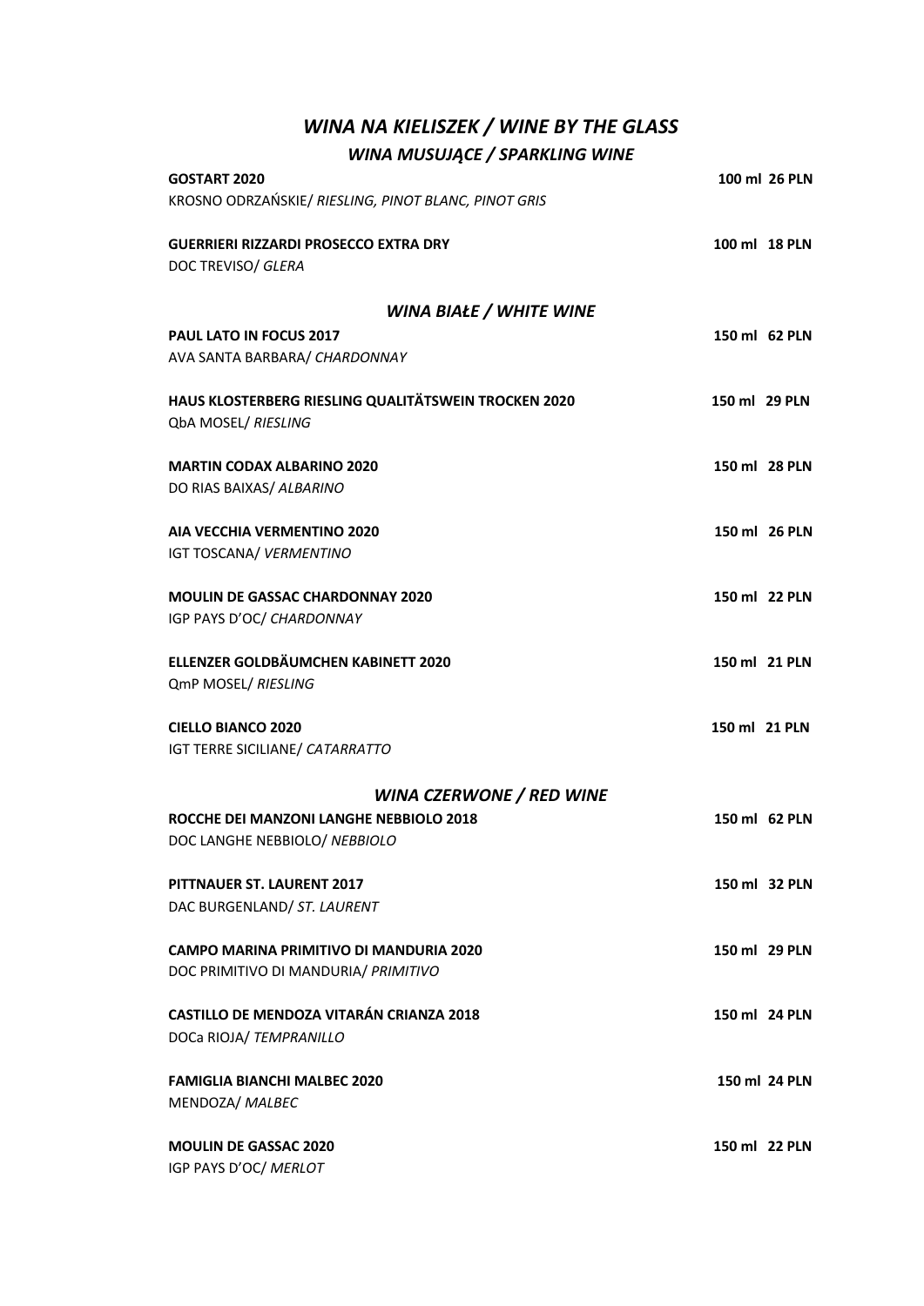# *WINA NA KIELISZEK / WINE BY THE GLASS*

## *WINA MUSUJĄCE / SPARKLING WINE*

**GOSTART 2020** — **100 ml 26 PLN**
KROSNO ODRZAŃSKIE/ *RIESLING, PINOT BLANC, PINOT GRIS*

**GUERRIERI RIZZARDI PROSECCO EXTRA DRY** — **100 ml 18 PLN**
DOC TREVISO/ *GLERA*

## *WINA BIAŁE / WHITE WINE*

**PAUL LATO IN FOCUS 2017** — **150 ml 62 PLN**
AVA SANTA BARBARA/ *CHARDONNAY*

**HAUS KLOSTERBERG RIESLING QUALITÄTSWEIN TROCKEN 2020** — **150 ml 29 PLN**
QbA MOSEL/ *RIESLING*

**MARTIN CODAX ALBARINO 2020** — **150 ml 28 PLN**
DO RIAS BAIXAS/ *ALBARINO*

**AIA VECCHIA VERMENTINO 2020** — **150 ml 26 PLN**
IGT TOSCANA/ *VERMENTINO*

**MOULIN DE GASSAC CHARDONNAY 2020** — **150 ml 22 PLN**
IGP PAYS D'OC/ *CHARDONNAY*

**ELLENZER GOLDBÄUMCHEN KABINETT 2020** — **150 ml 21 PLN**
QmP MOSEL/ *RIESLING*

**CIELLO BIANCO 2020** — **150 ml 21 PLN**
IGT TERRE SICILIANE/ *CATARRATTO*

## *WINA CZERWONE / RED WINE*

**ROCCHE DEI MANZONI LANGHE NEBBIOLO 2018** — **150 ml 62 PLN**
DOC LANGHE NEBBIOLO/ *NEBBIOLO*

**PITTNAUER ST. LAURENT 2017** — **150 ml 32 PLN**
DAC BURGENLAND/ *ST. LAURENT*

**CAMPO MARINA PRIMITIVO DI MANDURIA 2020** — **150 ml 29 PLN**
DOC PRIMITIVO DI MANDURIA/ *PRIMITIVO*

**CASTILLO DE MENDOZA VITARÁN CRIANZA 2018** — **150 ml 24 PLN**
DOCa RIOJA/ *TEMPRANILLO*

**FAMIGLIA BIANCHI MALBEC 2020** — **150 ml 24 PLN**
MENDOZA/ *MALBEC*

**MOULIN DE GASSAC 2020** — **150 ml 22 PLN**
IGP PAYS D'OC/ *MERLOT*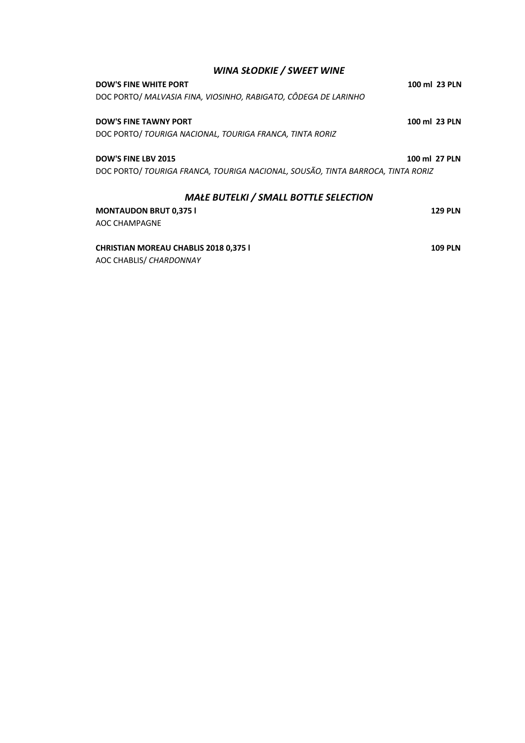## *WINA SŁODKIE / SWEET WINE*

**DOW'S FINE WHITE PORT** **100 ml 23 PLN**
DOC PORTO/ *MALVASIA FINA, VIOSINHO, RABIGATO, CÔDEGA DE LARINHO*

**DOW'S FINE TAWNY PORT** **100 ml 23 PLN**
DOC PORTO/ *TOURIGA NACIONAL, TOURIGA FRANCA, TINTA RORIZ*

**DOW'S FINE LBV 2015** **100 ml 27 PLN**
DOC PORTO/ *TOURIGA FRANCA, TOURIGA NACIONAL, SOUSÃO, TINTA BARROCA, TINTA RORIZ*

## *MAŁE BUTELKI / SMALL BOTTLE SELECTION*

**MONTAUDON BRUT 0,375 l** **129 PLN**
AOC CHAMPAGNE

**CHRISTIAN MOREAU CHABLIS 2018 0,375 l** **109 PLN**
AOC CHABLIS/ *CHARDONNAY*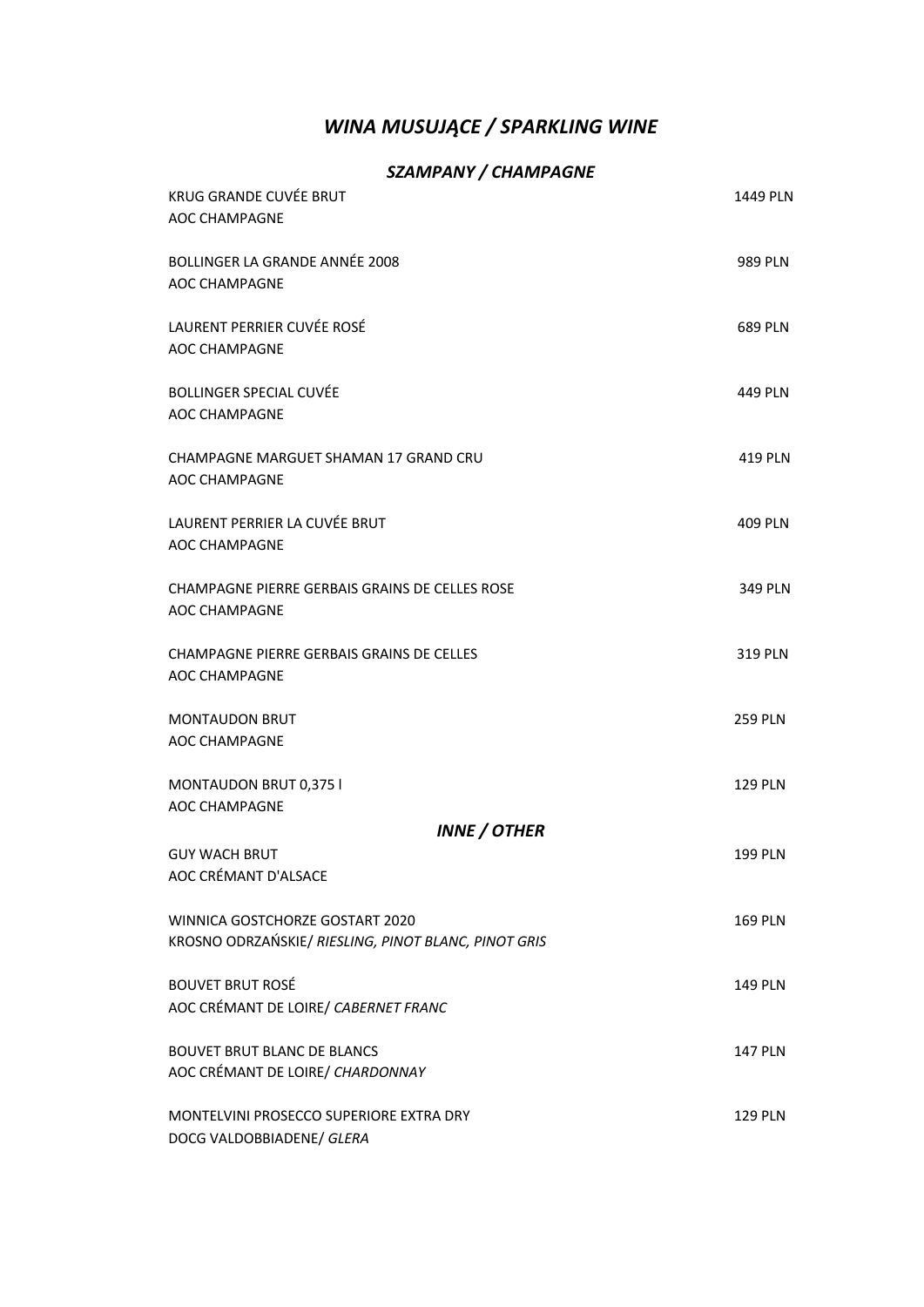# *WINA MUSUJĄCE / SPARKLING WINE*

## *SZAMPANY / CHAMPAGNE*

| | |
|---|---|
| KRUG GRANDE CUVÉE BRUT<br>AOC CHAMPAGNE | 1449 PLN |
| BOLLINGER LA GRANDE ANNÉE 2008<br>AOC CHAMPAGNE | 989 PLN |
| LAURENT PERRIER CUVÉE ROSÉ<br>AOC CHAMPAGNE | 689 PLN |
| BOLLINGER SPECIAL CUVÉE<br>AOC CHAMPAGNE | 449 PLN |
| CHAMPAGNE MARGUET SHAMAN 17 GRAND CRU<br>AOC CHAMPAGNE | 419 PLN |
| LAURENT PERRIER LA CUVÉE BRUT<br>AOC CHAMPAGNE | 409 PLN |
| CHAMPAGNE PIERRE GERBAIS GRAINS DE CELLES ROSE<br>AOC CHAMPAGNE | 349 PLN |
| CHAMPAGNE PIERRE GERBAIS GRAINS DE CELLES<br>AOC CHAMPAGNE | 319 PLN |
| MONTAUDON BRUT<br>AOC CHAMPAGNE | 259 PLN |
| MONTAUDON BRUT 0,375 l<br>AOC CHAMPAGNE | 129 PLN |

## *INNE / OTHER*

| | |
|---|---|
| GUY WACH BRUT<br>AOC CRÉMANT D'ALSACE | 199 PLN |
| WINNICA GOSTCHORZE GOSTART 2020<br>KROSNO ODRZAŃSKIE/ *RIESLING, PINOT BLANC, PINOT GRIS* | 169 PLN |
| BOUVET BRUT ROSÉ<br>AOC CRÉMANT DE LOIRE/ *CABERNET FRANC* | 149 PLN |
| BOUVET BRUT BLANC DE BLANCS<br>AOC CRÉMANT DE LOIRE/ *CHARDONNAY* | 147 PLN |
| MONTELVINI PROSECCO SUPERIORE EXTRA DRY<br>DOCG VALDOBBIADENE/ *GLERA* | 129 PLN |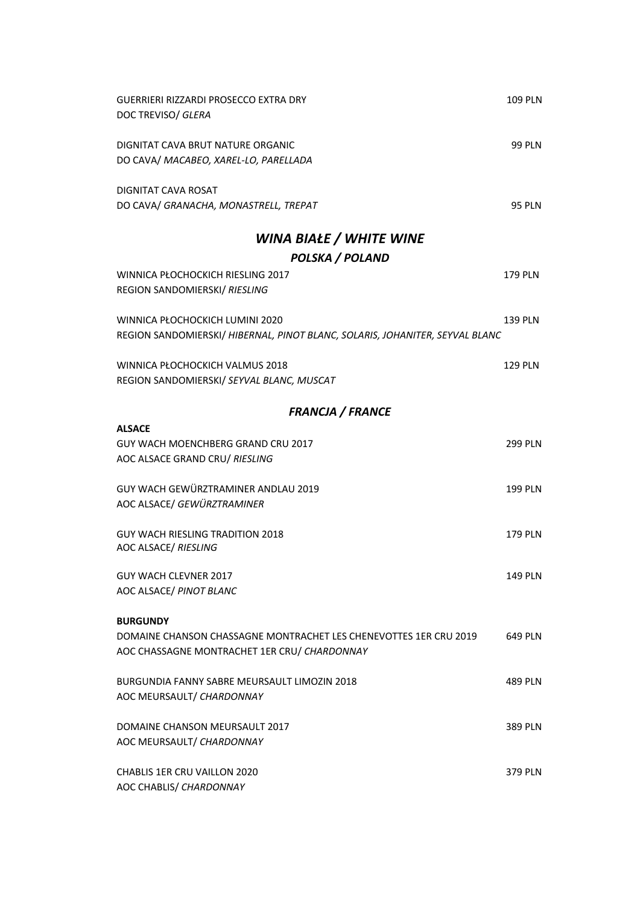GUERRIERI RIZZARDI PROSECCO EXTRA DRY 109 PLN
DOC TREVISO/ *GLERA*

DIGNITAT CAVA BRUT NATURE ORGANIC 99 PLN
DO CAVA/ *MACABEO, XAREL-LO, PARELLADA*

DIGNITAT CAVA ROSAT
DO CAVA/ *GRANACHA, MONASTRELL, TREPAT* 95 PLN

## *WINA BIAŁE / WHITE WINE*

### *POLSKA / POLAND*

WINNICA PŁOCHOCKICH RIESLING 2017 179 PLN
REGION SANDOMIERSKI/ *RIESLING*

WINNICA PŁOCHOCKICH LUMINI 2020 139 PLN
REGION SANDOMIERSKI/ *HIBERNAL, PINOT BLANC, SOLARIS, JOHANITER, SEYVAL BLANC*

WINNICA PŁOCHOCKICH VALMUS 2018 129 PLN
REGION SANDOMIERSKI/ *SEYVAL BLANC, MUSCAT*

### *FRANCJA / FRANCE*

**ALSACE**

GUY WACH MOENCHBERG GRAND CRU 2017 299 PLN
AOC ALSACE GRAND CRU/ *RIESLING*

GUY WACH GEWÜRZTRAMINER ANDLAU 2019 199 PLN
AOC ALSACE/ *GEWÜRZTRAMINER*

GUY WACH RIESLING TRADITION 2018 179 PLN
AOC ALSACE/ *RIESLING*

GUY WACH CLEVNER 2017 149 PLN
AOC ALSACE/ *PINOT BLANC*

**BURGUNDY**

DOMAINE CHANSON CHASSAGNE MONTRACHET LES CHENEVOTTES 1ER CRU 2019 649 PLN
AOC CHASSAGNE MONTRACHET 1ER CRU/ *CHARDONNAY*

BURGUNDIA FANNY SABRE MEURSAULT LIMOZIN 2018 489 PLN
AOC MEURSAULT/ *CHARDONNAY*

DOMAINE CHANSON MEURSAULT 2017 389 PLN
AOC MEURSAULT/ *CHARDONNAY*

CHABLIS 1ER CRU VAILLON 2020 379 PLN
AOC CHABLIS/ *CHARDONNAY*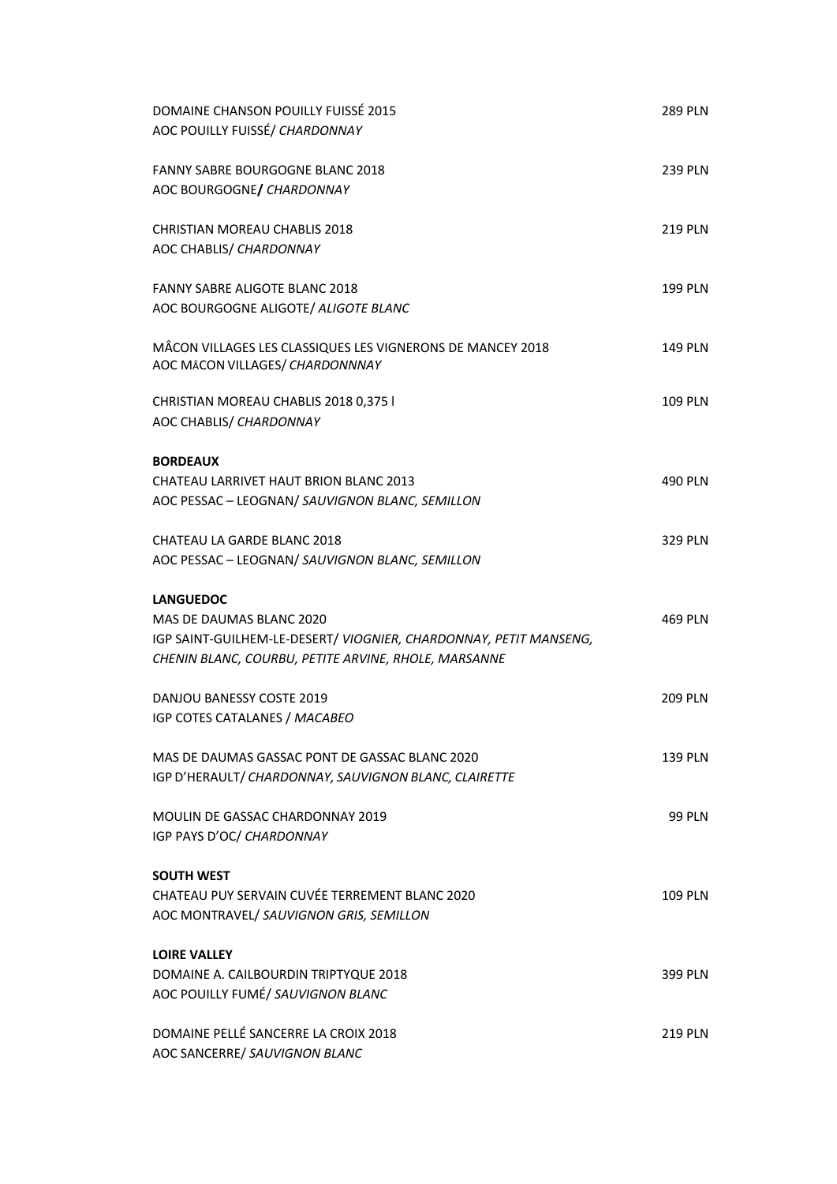DOMAINE CHANSON POUILLY FUISSÉ 2015 — 289 PLN
AOC POUILLY FUISSÉ/ *CHARDONNAY*

FANNY SABRE BOURGOGNE BLANC 2018 — 239 PLN
AOC BOURGOGNE**/** *CHARDONNAY*

CHRISTIAN MOREAU CHABLIS 2018 — 219 PLN
AOC CHABLIS/ *CHARDONNAY*

FANNY SABRE ALIGOTE BLANC 2018 — 199 PLN
AOC BOURGOGNE ALIGOTE/ *ALIGOTE BLANC*

MÂCON VILLAGES LES CLASSIQUES LES VIGNERONS DE MANCEY 2018 — 149 PLN
AOC MÂCON VILLAGES/ *CHARDONNNAY*

CHRISTIAN MOREAU CHABLIS 2018 0,375 l — 109 PLN
AOC CHABLIS/ *CHARDONNAY*

**BORDEAUX**

CHATEAU LARRIVET HAUT BRION BLANC 2013 — 490 PLN
AOC PESSAC – LEOGNAN/ *SAUVIGNON BLANC, SEMILLON*

CHATEAU LA GARDE BLANC 2018 — 329 PLN
AOC PESSAC – LEOGNAN/ *SAUVIGNON BLANC, SEMILLON*

**LANGUEDOC**

MAS DE DAUMAS BLANC 2020 — 469 PLN
IGP SAINT-GUILHEM-LE-DESERT/ *VIOGNIER, CHARDONNAY, PETIT MANSENG, CHENIN BLANC, COURBU, PETITE ARVINE, RHOLE, MARSANNE*

DANJOU BANESSY COSTE 2019 — 209 PLN
IGP COTES CATALANES / *MACABEO*

MAS DE DAUMAS GASSAC PONT DE GASSAC BLANC 2020 — 139 PLN
IGP D'HERAULT/ *CHARDONNAY, SAUVIGNON BLANC, CLAIRETTE*

MOULIN DE GASSAC CHARDONNAY 2019 — 99 PLN
IGP PAYS D'OC/ *CHARDONNAY*

**SOUTH WEST**

CHATEAU PUY SERVAIN CUVÉE TERREMENT BLANC 2020 — 109 PLN
AOC MONTRAVEL/ *SAUVIGNON GRIS, SEMILLON*

**LOIRE VALLEY**

DOMAINE A. CAILBOURDIN TRIPTYQUE 2018 — 399 PLN
AOC POUILLY FUMÉ/ *SAUVIGNON BLANC*

DOMAINE PELLÉ SANCERRE LA CROIX 2018 — 219 PLN
AOC SANCERRE/ *SAUVIGNON BLANC*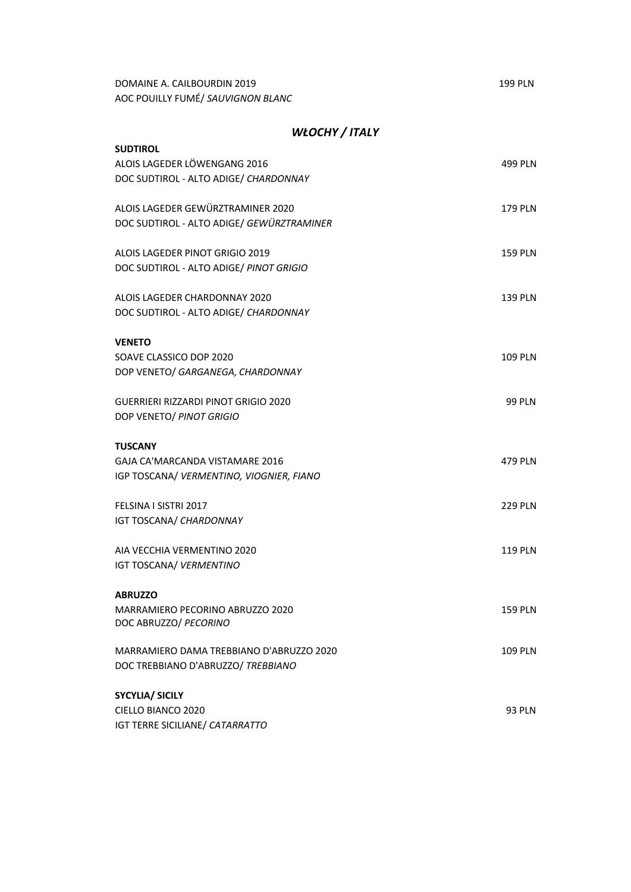DOMAINE A. CAILBOURDIN 2019 — 199 PLN
AOC POUILLY FUMÉ/ *SAUVIGNON BLANC*

## *WŁOCHY / ITALY*

**SUDTIROL**

ALOIS LAGEDER LÖWENGANG 2016 — 499 PLN
DOC SUDTIROL - ALTO ADIGE/ *CHARDONNAY*

ALOIS LAGEDER GEWÜRZTRAMINER 2020 — 179 PLN
DOC SUDTIROL - ALTO ADIGE/ *GEWÜRZTRAMINER*

ALOIS LAGEDER PINOT GRIGIO 2019 — 159 PLN
DOC SUDTIROL - ALTO ADIGE/ *PINOT GRIGIO*

ALOIS LAGEDER CHARDONNAY 2020 — 139 PLN
DOC SUDTIROL - ALTO ADIGE/ *CHARDONNAY*

**VENETO**

SOAVE CLASSICO DOP 2020 — 109 PLN
DOP VENETO/ *GARGANEGA, CHARDONNAY*

GUERRIERI RIZZARDI PINOT GRIGIO 2020 — 99 PLN
DOP VENETO/ *PINOT GRIGIO*

**TUSCANY**

GAJA CA'MARCANDA VISTAMARE 2016 — 479 PLN
IGP TOSCANA/ *VERMENTINO, VIOGNIER, FIANO*

FELSINA I SISTRI 2017 — 229 PLN
IGT TOSCANA/ *CHARDONNAY*

AIA VECCHIA VERMENTINO 2020 — 119 PLN
IGT TOSCANA/ *VERMENTINO*

**ABRUZZO**

MARRAMIERO PECORINO ABRUZZO 2020 — 159 PLN
DOC ABRUZZO/ *PECORINO*

MARRAMIERO DAMA TREBBIANO D'ABRUZZO 2020 — 109 PLN
DOC TREBBIANO D'ABRUZZO/ *TREBBIANO*

**SYCYLIA/ SICILY**

CIELLO BIANCO 2020 — 93 PLN
IGT TERRE SICILIANE/ *CATARRATTO*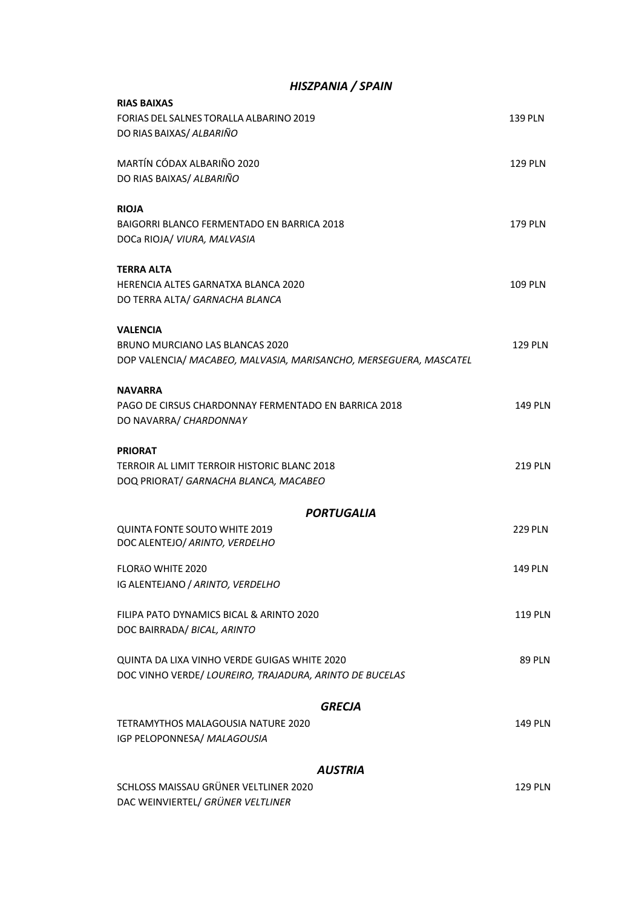## *HISZPANIA / SPAIN*

**RIAS BAIXAS**

FORIAS DEL SALNES TORALLA ALBARINO 2019 — 139 PLN
DO RIAS BAIXAS/ *ALBARIÑO*

MARTÍN CÓDAX ALBARIÑO 2020 — 129 PLN
DO RIAS BAIXAS/ *ALBARIÑO*

**RIOJA**

BAIGORRI BLANCO FERMENTADO EN BARRICA 2018 — 179 PLN
DOCa RIOJA/ *VIURA, MALVASIA*

**TERRA ALTA**

HERENCIA ALTES GARNATXA BLANCA 2020 — 109 PLN
DO TERRA ALTA/ *GARNACHA BLANCA*

**VALENCIA**

BRUNO MURCIANO LAS BLANCAS 2020 — 129 PLN
DOP VALENCIA/ *MACABEO, MALVASIA, MARISANCHO, MERSEGUERA, MASCATEL*

**NAVARRA**

PAGO DE CIRSUS CHARDONNAY FERMENTADO EN BARRICA 2018 — 149 PLN
DO NAVARRA/ *CHARDONNAY*

**PRIORAT**

TERROIR AL LIMIT TERROIR HISTORIC BLANC 2018 — 219 PLN
DOQ PRIORAT/ *GARNACHA BLANCA, MACABEO*

## *PORTUGALIA*

QUINTA FONTE SOUTO WHITE 2019 — 229 PLN
DOC ALENTEJO/ *ARINTO, VERDELHO*

FLORÃO WHITE 2020 — 149 PLN
IG ALENTEJANO / *ARINTO, VERDELHO*

FILIPA PATO DYNAMICS BICAL & ARINTO 2020 — 119 PLN
DOC BAIRRADA/ *BICAL, ARINTO*

QUINTA DA LIXA VINHO VERDE GUIGAS WHITE 2020 — 89 PLN
DOC VINHO VERDE/ *LOUREIRO, TRAJADURA, ARINTO DE BUCELAS*

## *GRECJA*

TETRAMYTHOS MALAGOUSIA NATURE 2020 — 149 PLN
IGP PELOPONNESA/ *MALAGOUSIA*

## *AUSTRIA*

SCHLOSS MAISSAU GRÜNER VELTLINER 2020 — 129 PLN
DAC WEINVIERTEL/ *GRÜNER VELTLINER*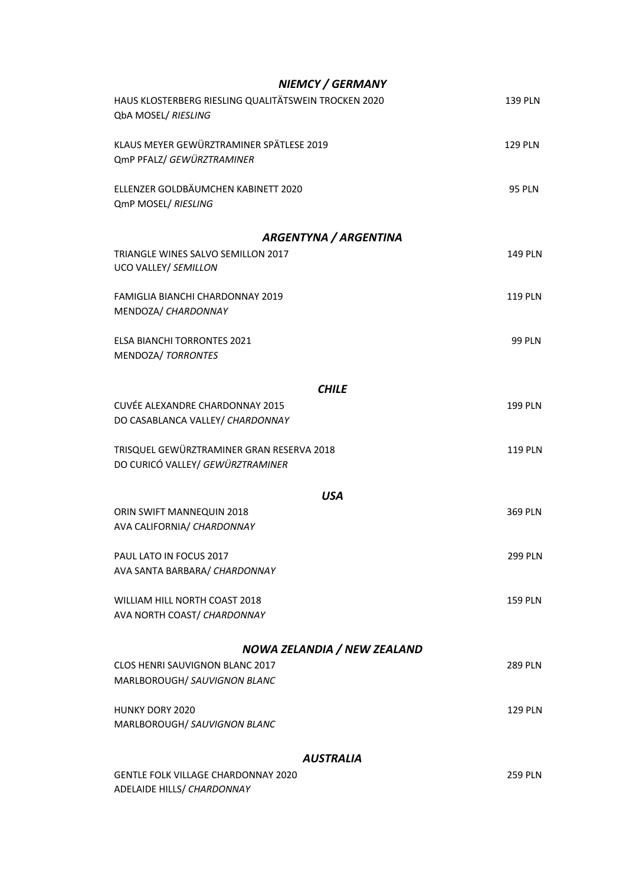## *NIEMCY / GERMANY*

HAUS KLOSTERBERG RIESLING QUALITÄTSWEIN TROCKEN 2020 — 139 PLN
QbA MOSEL/ *RIESLING*

KLAUS MEYER GEWÜRZTRAMINER SPÄTLESE 2019 — 129 PLN
QmP PFALZ/ *GEWÜRZTRAMINER*

ELLENZER GOLDBÄUMCHEN KABINETT 2020 — 95 PLN
QmP MOSEL/ *RIESLING*

## *ARGENTYNA / ARGENTINA*

TRIANGLE WINES SALVO SEMILLON 2017 — 149 PLN
UCO VALLEY/ *SEMILLON*

FAMIGLIA BIANCHI CHARDONNAY 2019 — 119 PLN
MENDOZA/ *CHARDONNAY*

ELSA BIANCHI TORRONTES 2021 — 99 PLN
MENDOZA/ *TORRONTES*

## *CHILE*

CUVÉE ALEXANDRE CHARDONNAY 2015 — 199 PLN
DO CASABLANCA VALLEY/ *CHARDONNAY*

TRISQUEL GEWÜRZTRAMINER GRAN RESERVA 2018 — 119 PLN
DO CURICÓ VALLEY/ *GEWÜRZTRAMINER*

## *USA*

ORIN SWIFT MANNEQUIN 2018 — 369 PLN
AVA CALIFORNIA/ *CHARDONNAY*

PAUL LATO IN FOCUS 2017 — 299 PLN
AVA SANTA BARBARA/ *CHARDONNAY*

WILLIAM HILL NORTH COAST 2018 — 159 PLN
AVA NORTH COAST/ *CHARDONNAY*

## *NOWA ZELANDIA / NEW ZEALAND*

CLOS HENRI SAUVIGNON BLANC 2017 — 289 PLN
MARLBOROUGH/ *SAUVIGNON BLANC*

HUNKY DORY 2020 — 129 PLN
MARLBOROUGH/ *SAUVIGNON BLANC*

## *AUSTRALIA*

GENTLE FOLK VILLAGE CHARDONNAY 2020 — 259 PLN
ADELAIDE HILLS/ *CHARDONNAY*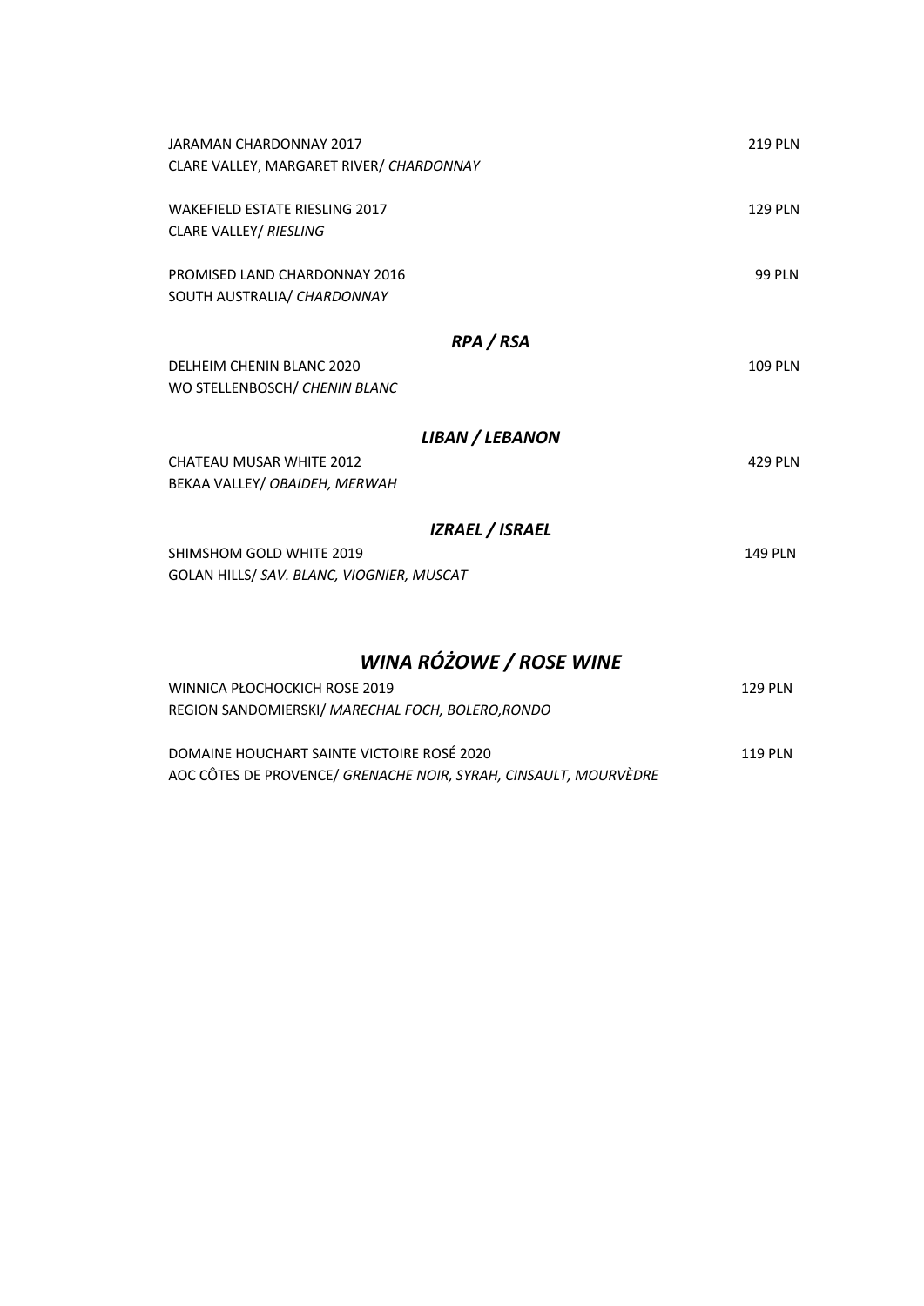JARAMAN CHARDONNAY 2017 219 PLN
CLARE VALLEY, MARGARET RIVER/ *CHARDONNAY*

WAKEFIELD ESTATE RIESLING 2017 129 PLN
CLARE VALLEY/ *RIESLING*

PROMISED LAND CHARDONNAY 2016 99 PLN
SOUTH AUSTRALIA/ *CHARDONNAY*

### *RPA / RSA*

DELHEIM CHENIN BLANC 2020 109 PLN
WO STELLENBOSCH/ *CHENIN BLANC*

### *LIBAN / LEBANON*

CHATEAU MUSAR WHITE 2012 429 PLN
BEKAA VALLEY/ *OBAIDEH, MERWAH*

### *IZRAEL / ISRAEL*

SHIMSHOM GOLD WHITE 2019 149 PLN
GOLAN HILLS/ *SAV. BLANC, VIOGNIER, MUSCAT*

## *WINA RÓŻOWE / ROSE WINE*

WINNICA PŁOCHOCKICH ROSE 2019 129 PLN
REGION SANDOMIERSKI/ *MARECHAL FOCH, BOLERO,RONDO*

DOMAINE HOUCHART SAINTE VICTOIRE ROSÉ 2020 119 PLN
AOC CÔTES DE PROVENCE/ *GRENACHE NOIR, SYRAH, CINSAULT, MOURVÈDRE*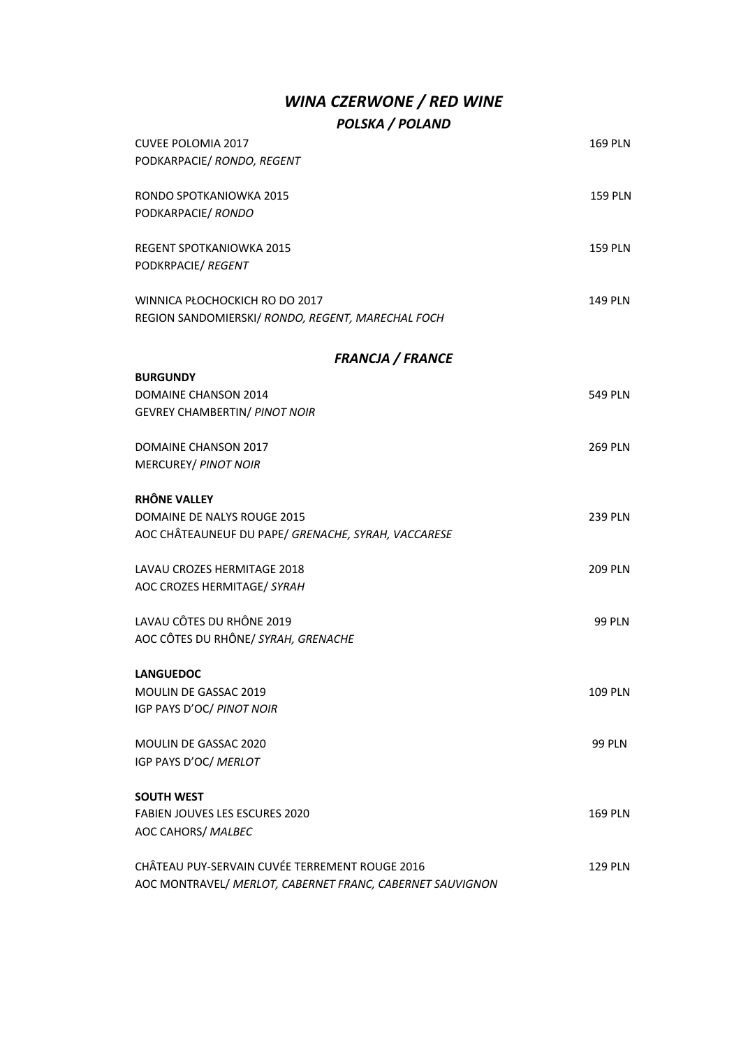# *WINA CZERWONE / RED WINE*

## *POLSKA / POLAND*

CUVEE POLOMIA 2017 — 169 PLN
PODKARPACIE/ *RONDO, REGENT*

RONDO SPOTKANIOWKA 2015 — 159 PLN
PODKARPACIE/ *RONDO*

REGENT SPOTKANIOWKA 2015 — 159 PLN
PODKRPACIE/ *REGENT*

WINNICA PŁOCHOCKICH RO DO 2017 — 149 PLN
REGION SANDOMIERSKI/ *RONDO, REGENT, MARECHAL FOCH*

## *FRANCJA / FRANCE*

**BURGUNDY**

DOMAINE CHANSON 2014 — 549 PLN
GEVREY CHAMBERTIN/ *PINOT NOIR*

DOMAINE CHANSON 2017 — 269 PLN
MERCUREY/ *PINOT NOIR*

**RHÔNE VALLEY**

DOMAINE DE NALYS ROUGE 2015 — 239 PLN
AOC CHÂTEAUNEUF DU PAPE/ *GRENACHE, SYRAH, VACCARESE*

LAVAU CROZES HERMITAGE 2018 — 209 PLN
AOC CROZES HERMITAGE/ *SYRAH*

LAVAU CÔTES DU RHÔNE 2019 — 99 PLN
AOC CÔTES DU RHÔNE/ *SYRAH, GRENACHE*

**LANGUEDOC**

MOULIN DE GASSAC 2019 — 109 PLN
IGP PAYS D'OC/ *PINOT NOIR*

MOULIN DE GASSAC 2020 — 99 PLN
IGP PAYS D'OC/ *MERLOT*

**SOUTH WEST**

FABIEN JOUVES LES ESCURES 2020 — 169 PLN
AOC CAHORS/ *MALBEC*

CHÂTEAU PUY-SERVAIN CUVÉE TERREMENT ROUGE 2016 — 129 PLN
AOC MONTRAVEL/ *MERLOT, CABERNET FRANC, CABERNET SAUVIGNON*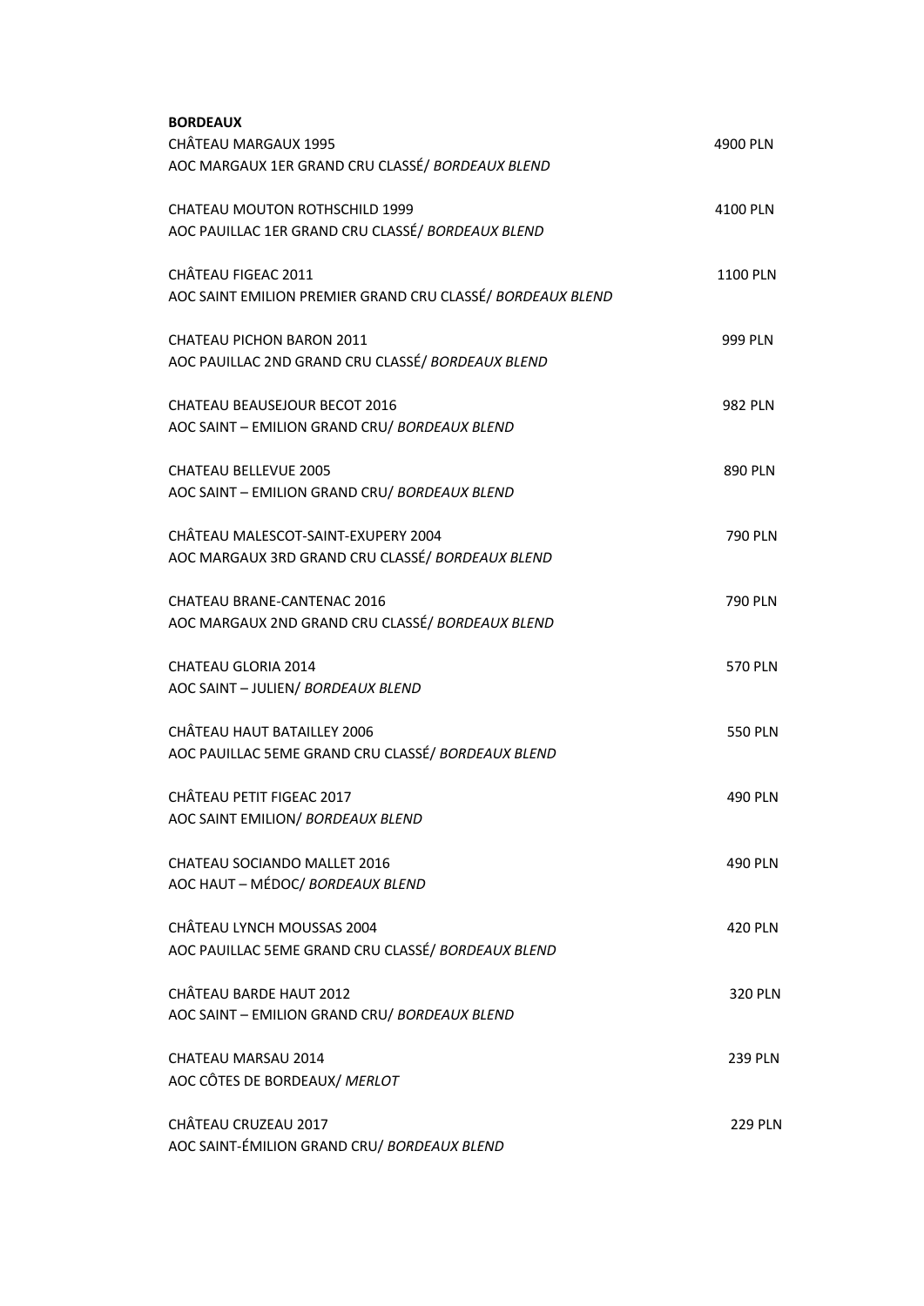**BORDEAUX**

CHÂTEAU MARGAUX 1995 — 4900 PLN
AOC MARGAUX 1ER GRAND CRU CLASSÉ/ *BORDEAUX BLEND*

CHATEAU MOUTON ROTHSCHILD 1999 — 4100 PLN
AOC PAUILLAC 1ER GRAND CRU CLASSÉ/ *BORDEAUX BLEND*

CHÂTEAU FIGEAC 2011 — 1100 PLN
AOC SAINT EMILION PREMIER GRAND CRU CLASSÉ/ *BORDEAUX BLEND*

CHATEAU PICHON BARON 2011 — 999 PLN
AOC PAUILLAC 2ND GRAND CRU CLASSÉ/ *BORDEAUX BLEND*

CHATEAU BEAUSEJOUR BECOT 2016 — 982 PLN
AOC SAINT – EMILION GRAND CRU/ *BORDEAUX BLEND*

CHATEAU BELLEVUE 2005 — 890 PLN
AOC SAINT – EMILION GRAND CRU/ *BORDEAUX BLEND*

CHÂTEAU MALESCOT-SAINT-EXUPERY 2004 — 790 PLN
AOC MARGAUX 3RD GRAND CRU CLASSÉ/ *BORDEAUX BLEND*

CHATEAU BRANE-CANTENAC 2016 — 790 PLN
AOC MARGAUX 2ND GRAND CRU CLASSÉ/ *BORDEAUX BLEND*

CHATEAU GLORIA 2014 — 570 PLN
AOC SAINT – JULIEN/ *BORDEAUX BLEND*

CHÂTEAU HAUT BATAILLEY 2006 — 550 PLN
AOC PAUILLAC 5EME GRAND CRU CLASSÉ/ *BORDEAUX BLEND*

CHÂTEAU PETIT FIGEAC 2017 — 490 PLN
AOC SAINT EMILION/ *BORDEAUX BLEND*

CHATEAU SOCIANDO MALLET 2016 — 490 PLN
AOC HAUT – MÉDOC/ *BORDEAUX BLEND*

CHÂTEAU LYNCH MOUSSAS 2004 — 420 PLN
AOC PAUILLAC 5EME GRAND CRU CLASSÉ/ *BORDEAUX BLEND*

CHÂTEAU BARDE HAUT 2012 — 320 PLN
AOC SAINT – EMILION GRAND CRU/ *BORDEAUX BLEND*

CHATEAU MARSAU 2014 — 239 PLN
AOC CÔTES DE BORDEAUX/ *MERLOT*

CHÂTEAU CRUZEAU 2017 — 229 PLN
AOC SAINT-ÉMILION GRAND CRU/ *BORDEAUX BLEND*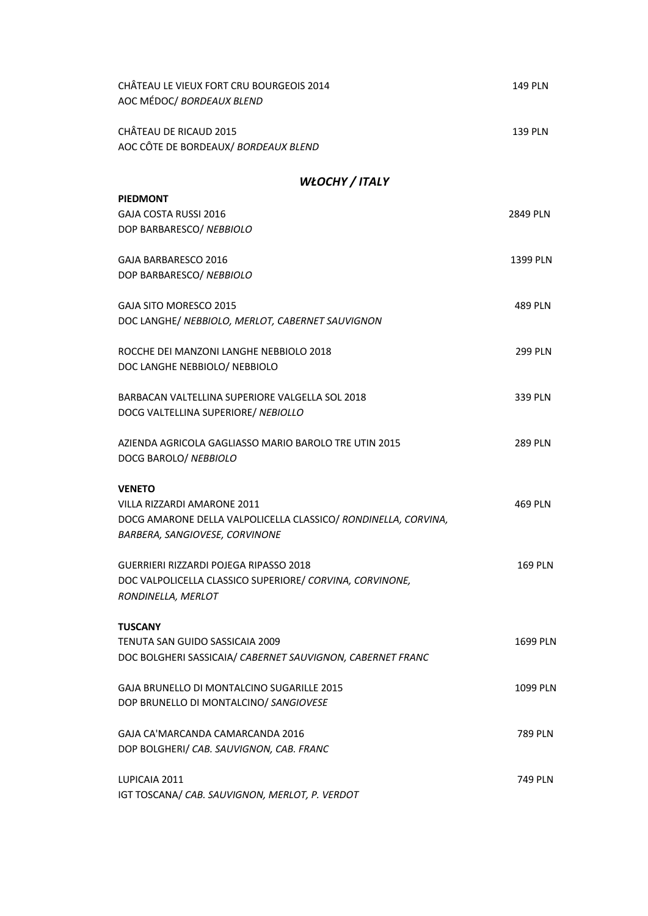CHÂTEAU LE VIEUX FORT CRU BOURGEOIS 2014 149 PLN
AOC MÉDOC/ *BORDEAUX BLEND*

CHÂTEAU DE RICAUD 2015 139 PLN
AOC CÔTE DE BORDEAUX/ *BORDEAUX BLEND*

## *WŁOCHY / ITALY*

**PIEDMONT**

GAJA COSTA RUSSI 2016 2849 PLN
DOP BARBARESCO/ *NEBBIOLO*

GAJA BARBARESCO 2016 1399 PLN
DOP BARBARESCO/ *NEBBIOLO*

GAJA SITO MORESCO 2015 489 PLN
DOC LANGHE/ *NEBBIOLO, MERLOT, CABERNET SAUVIGNON*

ROCCHE DEI MANZONI LANGHE NEBBIOLO 2018 299 PLN
DOC LANGHE NEBBIOLO/ NEBBIOLO

BARBACAN VALTELLINA SUPERIORE VALGELLA SOL 2018 339 PLN
DOCG VALTELLINA SUPERIORE/ *NEBIOLLO*

AZIENDA AGRICOLA GAGLIASSO MARIO BAROLO TRE UTIN 2015 289 PLN
DOCG BAROLO/ *NEBBIOLO*

**VENETO**

VILLA RIZZARDI AMARONE 2011 469 PLN
DOCG AMARONE DELLA VALPOLICELLA CLASSICO/ *RONDINELLA, CORVINA, BARBERA, SANGIOVESE, CORVINONE*

GUERRIERI RIZZARDI POJEGA RIPASSO 2018 169 PLN
DOC VALPOLICELLA CLASSICO SUPERIORE/ *CORVINA, CORVINONE, RONDINELLA, MERLOT*

**TUSCANY**

TENUTA SAN GUIDO SASSICAIA 2009 1699 PLN
DOC BOLGHERI SASSICAIA/ *CABERNET SAUVIGNON, CABERNET FRANC*

GAJA BRUNELLO DI MONTALCINO SUGARILLE 2015 1099 PLN
DOP BRUNELLO DI MONTALCINO/ *SANGIOVESE*

GAJA CA'MARCANDA CAMARCANDA 2016 789 PLN
DOP BOLGHERI/ *CAB. SAUVIGNON, CAB. FRANC*

LUPICAIA 2011 749 PLN
IGT TOSCANA/ *CAB. SAUVIGNON, MERLOT, P. VERDOT*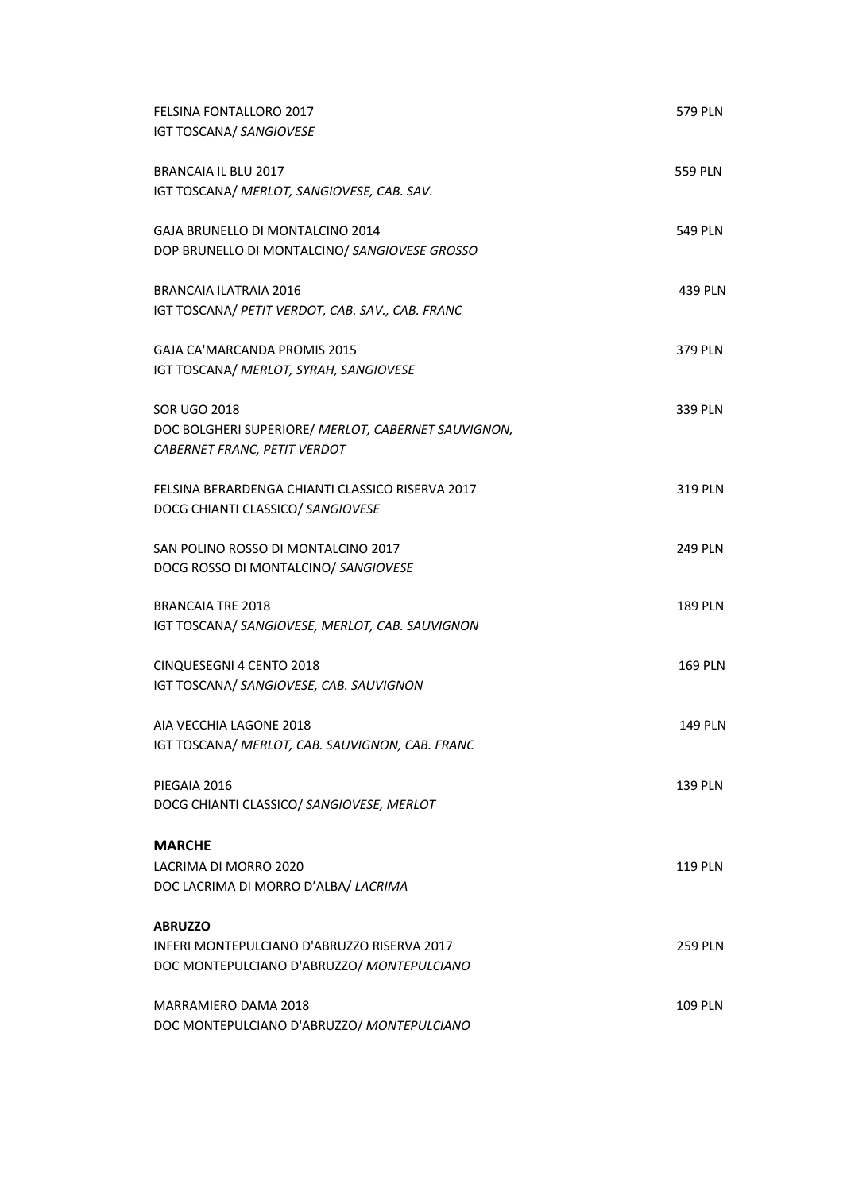FELSINA FONTALLORO 2017 579 PLN
IGT TOSCANA/ *SANGIOVESE*

BRANCAIA IL BLU 2017 559 PLN
IGT TOSCANA/ *MERLOT, SANGIOVESE, CAB. SAV.*

GAJA BRUNELLO DI MONTALCINO 2014 549 PLN
DOP BRUNELLO DI MONTALCINO/ *SANGIOVESE GROSSO*

BRANCAIA ILATRAIA 2016 439 PLN
IGT TOSCANA/ *PETIT VERDOT, CAB. SAV., CAB. FRANC*

GAJA CA'MARCANDA PROMIS 2015 379 PLN
IGT TOSCANA/ *MERLOT, SYRAH, SANGIOVESE*

SOR UGO 2018 339 PLN
DOC BOLGHERI SUPERIORE/ *MERLOT, CABERNET SAUVIGNON, CABERNET FRANC, PETIT VERDOT*

FELSINA BERARDENGA CHIANTI CLASSICO RISERVA 2017 319 PLN
DOCG CHIANTI CLASSICO/ *SANGIOVESE*

SAN POLINO ROSSO DI MONTALCINO 2017 249 PLN
DOCG ROSSO DI MONTALCINO/ *SANGIOVESE*

BRANCAIA TRE 2018 189 PLN
IGT TOSCANA/ *SANGIOVESE, MERLOT, CAB. SAUVIGNON*

CINQUESEGNI 4 CENTO 2018 169 PLN
IGT TOSCANA/ *SANGIOVESE, CAB. SAUVIGNON*

AIA VECCHIA LAGONE 2018 149 PLN
IGT TOSCANA/ *MERLOT, CAB. SAUVIGNON, CAB. FRANC*

PIEGAIA 2016 139 PLN
DOCG CHIANTI CLASSICO/ *SANGIOVESE, MERLOT*

**MARCHE**

LACRIMA DI MORRO 2020 119 PLN
DOC LACRIMA DI MORRO D'ALBA/ *LACRIMA*

**ABRUZZO**

INFERI MONTEPULCIANO D'ABRUZZO RISERVA 2017 259 PLN
DOC MONTEPULCIANO D'ABRUZZO/ *MONTEPULCIANO*

MARRAMIERO DAMA 2018 109 PLN
DOC MONTEPULCIANO D'ABRUZZO/ *MONTEPULCIANO*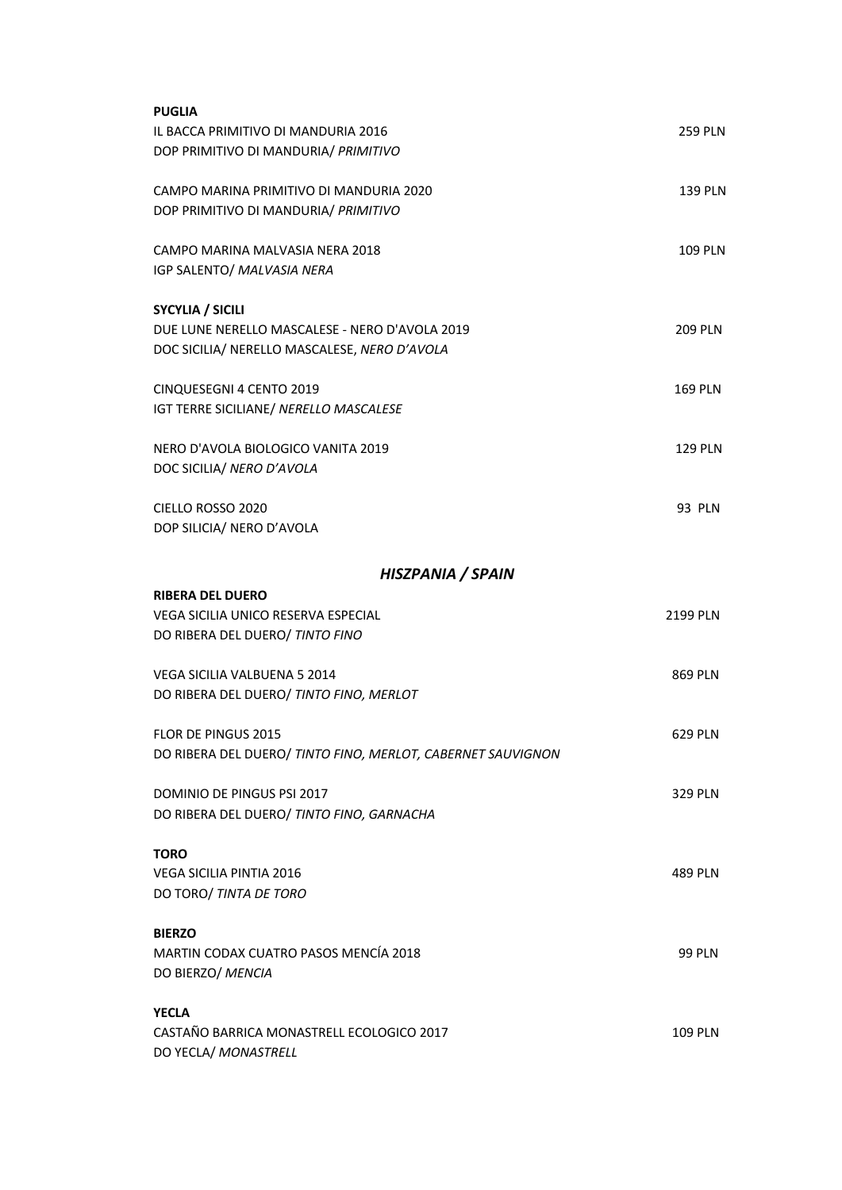**PUGLIA**

IL BACCA PRIMITIVO DI MANDURIA 2016 — 259 PLN
DOP PRIMITIVO DI MANDURIA/ *PRIMITIVO*

CAMPO MARINA PRIMITIVO DI MANDURIA 2020 — 139 PLN
DOP PRIMITIVO DI MANDURIA/ *PRIMITIVO*

CAMPO MARINA MALVASIA NERA 2018 — 109 PLN
IGP SALENTO/ *MALVASIA NERA*

**SYCYLIA / SICILI**

DUE LUNE NERELLO MASCALESE - NERO D'AVOLA 2019 — 209 PLN
DOC SICILIA/ NERELLO MASCALESE, *NERO D'AVOLA*

CINQUESEGNI 4 CENTO 2019 — 169 PLN
IGT TERRE SICILIANE/ *NERELLO MASCALESE*

NERO D'AVOLA BIOLOGICO VANITA 2019 — 129 PLN
DOC SICILIA/ *NERO D'AVOLA*

CIELLO ROSSO 2020 — 93 PLN
DOP SILICIA/ NERO D'AVOLA

## *HISZPANIA / SPAIN*

**RIBERA DEL DUERO**

VEGA SICILIA UNICO RESERVA ESPECIAL — 2199 PLN
DO RIBERA DEL DUERO/ *TINTO FINO*

VEGA SICILIA VALBUENA 5 2014 — 869 PLN
DO RIBERA DEL DUERO/ *TINTO FINO, MERLOT*

FLOR DE PINGUS 2015 — 629 PLN
DO RIBERA DEL DUERO/ *TINTO FINO, MERLOT, CABERNET SAUVIGNON*

DOMINIO DE PINGUS PSI 2017 — 329 PLN
DO RIBERA DEL DUERO/ *TINTO FINO, GARNACHA*

**TORO**

VEGA SICILIA PINTIA 2016 — 489 PLN
DO TORO/ *TINTA DE TORO*

**BIERZO**

MARTIN CODAX CUATRO PASOS MENCÍA 2018 — 99 PLN
DO BIERZO/ *MENCIA*

**YECLA**

CASTAÑO BARRICA MONASTRELL ECOLOGICO 2017 — 109 PLN
DO YECLA/ *MONASTRELL*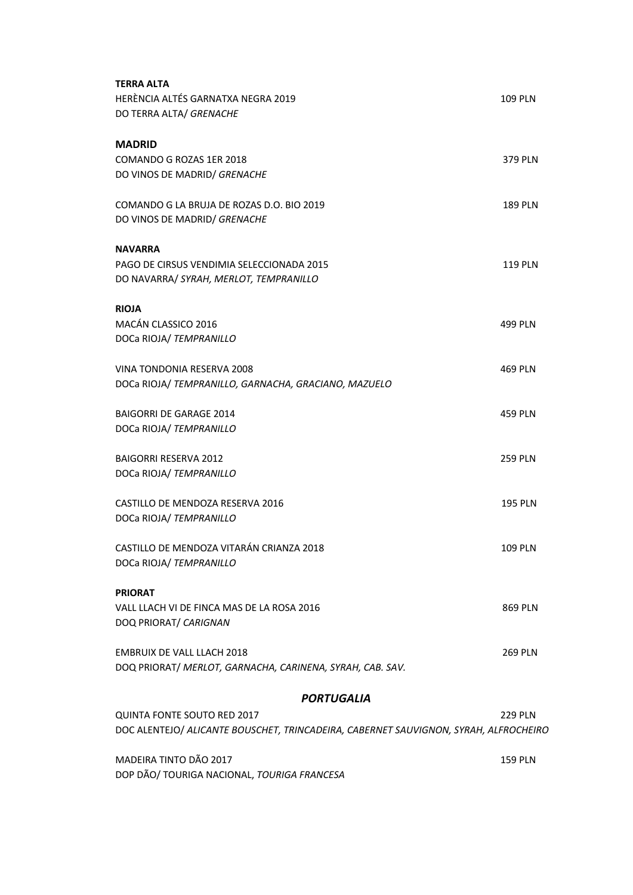**TERRA ALTA**

HERÈNCIA ALTÉS GARNATXA NEGRA 2019 — 109 PLN
DO TERRA ALTA/ *GRENACHE*

**MADRID**

COMANDO G ROZAS 1ER 2018 — 379 PLN
DO VINOS DE MADRID/ *GRENACHE*

COMANDO G LA BRUJA DE ROZAS D.O. BIO 2019 — 189 PLN
DO VINOS DE MADRID/ *GRENACHE*

**NAVARRA**

PAGO DE CIRSUS VENDIMIA SELECCIONADA 2015 — 119 PLN
DO NAVARRA/ *SYRAH, MERLOT, TEMPRANILLO*

**RIOJA**

MACÁN CLASSICO 2016 — 499 PLN
DOCa RIOJA/ *TEMPRANILLO*

VINA TONDONIA RESERVA 2008 — 469 PLN
DOCa RIOJA/ *TEMPRANILLO, GARNACHA, GRACIANO, MAZUELO*

BAIGORRI DE GARAGE 2014 — 459 PLN
DOCa RIOJA/ *TEMPRANILLO*

BAIGORRI RESERVA 2012 — 259 PLN
DOCa RIOJA/ *TEMPRANILLO*

CASTILLO DE MENDOZA RESERVA 2016 — 195 PLN
DOCa RIOJA/ *TEMPRANILLO*

CASTILLO DE MENDOZA VITARÁN CRIANZA 2018 — 109 PLN
DOCa RIOJA/ *TEMPRANILLO*

**PRIORAT**

VALL LLACH VI DE FINCA MAS DE LA ROSA 2016 — 869 PLN
DOQ PRIORAT/ *CARIGNAN*

EMBRUIX DE VALL LLACH 2018 — 269 PLN
DOQ PRIORAT/ *MERLOT, GARNACHA, CARINENA, SYRAH, CAB. SAV.*

## ***PORTUGALIA***

QUINTA FONTE SOUTO RED 2017 — 229 PLN
DOC ALENTEJO/ *ALICANTE BOUSCHET, TRINCADEIRA, CABERNET SAUVIGNON, SYRAH, ALFROCHEIRO*

MADEIRA TINTO DÃO 2017 — 159 PLN
DOP DÃO/ TOURIGA NACIONAL, *TOURIGA FRANCESA*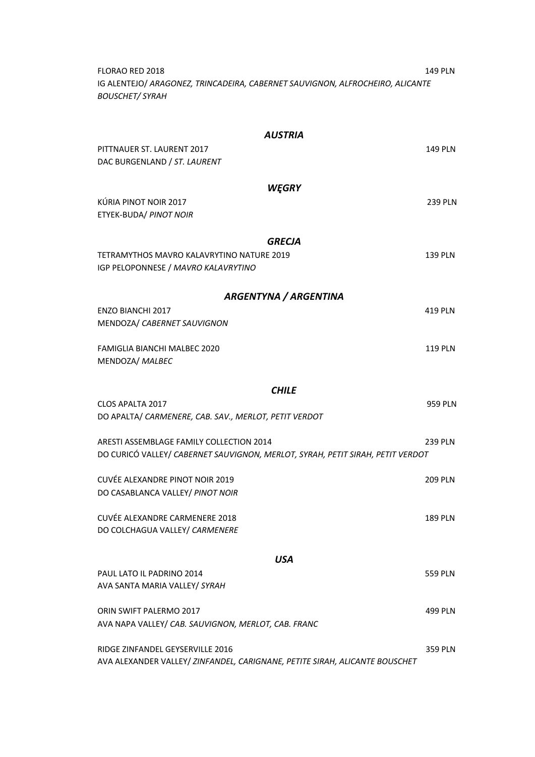FLORAO RED 2018 149 PLN
IG ALENTEJO/ *ARAGONEZ, TRINCADEIRA, CABERNET SAUVIGNON, ALFROCHEIRO, ALICANTE BOUSCHET/ SYRAH*

## *AUSTRIA*

PITTNAUER ST. LAURENT 2017 149 PLN
DAC BURGENLAND / *ST. LAURENT*

## *WĘGRY*

KÚRIA PINOT NOIR 2017 239 PLN
ETYEK-BUDA/ *PINOT NOIR*

## *GRECJA*

TETRAMYTHOS MAVRO KALAVRYTINO NATURE 2019 139 PLN
IGP PELOPONNESE / *MAVRO KALAVRYTINO*

## *ARGENTYNA / ARGENTINA*

ENZO BIANCHI 2017 419 PLN
MENDOZA/ *CABERNET SAUVIGNON*

FAMIGLIA BIANCHI MALBEC 2020 119 PLN
MENDOZA/ *MALBEC*

## *CHILE*

CLOS APALTA 2017 959 PLN
DO APALTA/ *CARMENERE, CAB. SAV., MERLOT, PETIT VERDOT*

ARESTI ASSEMBLAGE FAMILY COLLECTION 2014 239 PLN
DO CURICÓ VALLEY/ *CABERNET SAUVIGNON, MERLOT, SYRAH, PETIT SIRAH, PETIT VERDOT*

CUVÉE ALEXANDRE PINOT NOIR 2019 209 PLN
DO CASABLANCA VALLEY/ *PINOT NOIR*

CUVÉE ALEXANDRE CARMENERE 2018 189 PLN
DO COLCHAGUA VALLEY/ *CARMENERE*

## *USA*

PAUL LATO IL PADRINO 2014 559 PLN
AVA SANTA MARIA VALLEY/ *SYRAH*

ORIN SWIFT PALERMO 2017 499 PLN
AVA NAPA VALLEY/ *CAB. SAUVIGNON, MERLOT, CAB. FRANC*

RIDGE ZINFANDEL GEYSERVILLE 2016 359 PLN
AVA ALEXANDER VALLEY/ *ZINFANDEL, CARIGNANE, PETITE SIRAH, ALICANTE BOUSCHET*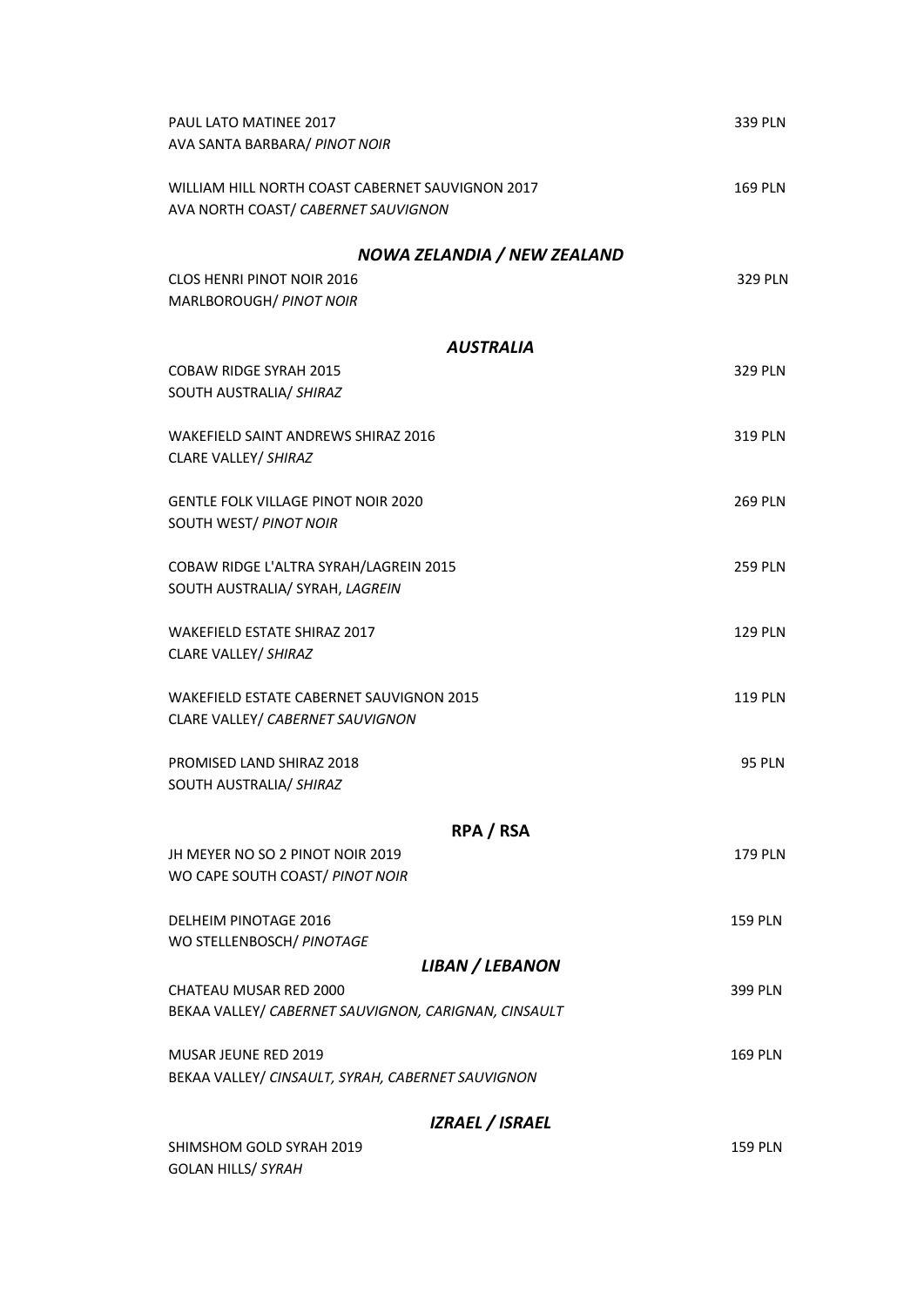PAUL LATO MATINEE 2017 339 PLN
AVA SANTA BARBARA/ *PINOT NOIR*

WILLIAM HILL NORTH COAST CABERNET SAUVIGNON 2017 169 PLN
AVA NORTH COAST/ *CABERNET SAUVIGNON*

## *NOWA ZELANDIA / NEW ZEALAND*

CLOS HENRI PINOT NOIR 2016 329 PLN
MARLBOROUGH/ *PINOT NOIR*

## *AUSTRALIA*

COBAW RIDGE SYRAH 2015 329 PLN
SOUTH AUSTRALIA/ *SHIRAZ*

WAKEFIELD SAINT ANDREWS SHIRAZ 2016 319 PLN
CLARE VALLEY/ *SHIRAZ*

GENTLE FOLK VILLAGE PINOT NOIR 2020 269 PLN
SOUTH WEST/ *PINOT NOIR*

COBAW RIDGE L'ALTRA SYRAH/LAGREIN 2015 259 PLN
SOUTH AUSTRALIA/ SYRAH, *LAGREIN*

WAKEFIELD ESTATE SHIRAZ 2017 129 PLN
CLARE VALLEY/ *SHIRAZ*

WAKEFIELD ESTATE CABERNET SAUVIGNON 2015 119 PLN
CLARE VALLEY/ *CABERNET SAUVIGNON*

PROMISED LAND SHIRAZ 2018 95 PLN
SOUTH AUSTRALIA/ *SHIRAZ*

## RPA / RSA

JH MEYER NO SO 2 PINOT NOIR 2019 179 PLN
WO CAPE SOUTH COAST/ *PINOT NOIR*

DELHEIM PINOTAGE 2016 159 PLN
WO STELLENBOSCH/ *PINOTAGE*

## *LIBAN / LEBANON*

CHATEAU MUSAR RED 2000 399 PLN
BEKAA VALLEY/ *CABERNET SAUVIGNON, CARIGNAN, CINSAULT*

MUSAR JEUNE RED 2019 169 PLN
BEKAA VALLEY/ *CINSAULT, SYRAH, CABERNET SAUVIGNON*

## *IZRAEL / ISRAEL*

SHIMSHOM GOLD SYRAH 2019 159 PLN
GOLAN HILLS/ *SYRAH*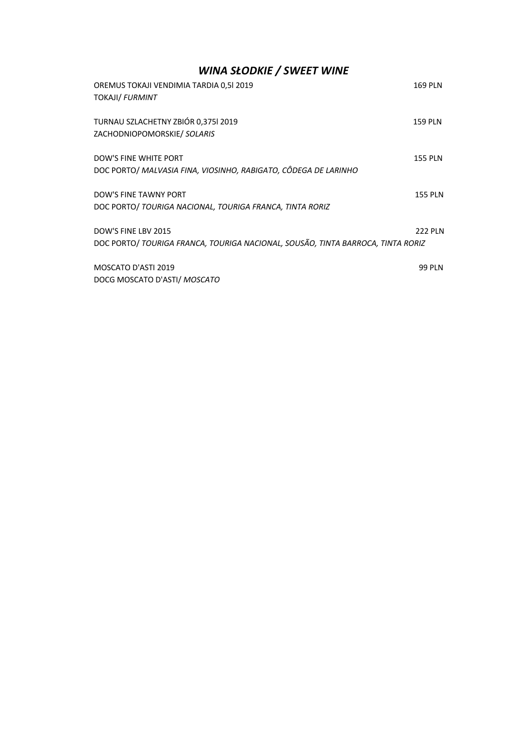# *WINA SŁODKIE / SWEET WINE*

OREMUS TOKAJI VENDIMIA TARDIA 0,5l 2019 — 169 PLN
TOKAJI/ *FURMINT*

TURNAU SZLACHETNY ZBIÓR 0,375l 2019 — 159 PLN
ZACHODNIOPOMORSKIE/ *SOLARIS*

DOW'S FINE WHITE PORT — 155 PLN
DOC PORTO/ *MALVASIA FINA, VIOSINHO, RABIGATO, CÔDEGA DE LARINHO*

DOW'S FINE TAWNY PORT — 155 PLN
DOC PORTO/ *TOURIGA NACIONAL, TOURIGA FRANCA, TINTA RORIZ*

DOW'S FINE LBV 2015 — 222 PLN
DOC PORTO/ *TOURIGA FRANCA, TOURIGA NACIONAL, SOUSÃO, TINTA BARROCA, TINTA RORIZ*

MOSCATO D'ASTI 2019 — 99 PLN
DOCG MOSCATO D'ASTI/ *MOSCATO*